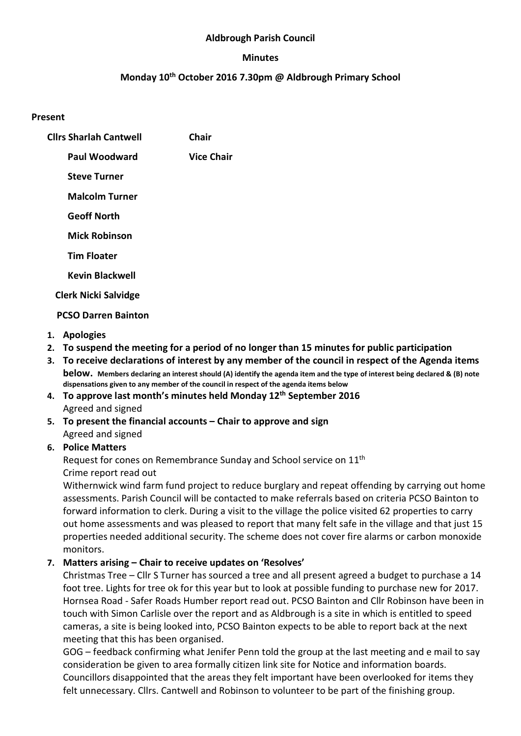**Aldbrough Parish Council**

**Minutes**

**Monday 10th October 2016 7.30pm @ Aldbrough Primary School**

**Present**

**Cllrs Sharlah Cantwell** **Chair**

**Paul Woodward** **Vice Chair**

**Steve Turner**

**Malcolm Turner**

**Geoff North**

**Mick Robinson**

**Tim Floater**

**Kevin Blackwell**

**Clerk Nicki Salvidge**

**PCSO Darren Bainton**

1. **Apologies**
2. **To suspend the meeting for a period of no longer than 15 minutes for public participation**
3. **To receive declarations of interest by any member of the council in respect of the Agenda items below.** **Members declaring an interest should (A) identify the agenda item and the type of interest being declared & (B) note dispensations given to any member of the council in respect of the agenda items below**
4. **To approve last month's minutes held Monday 12th September 2016**
   Agreed and signed
5. **To present the financial accounts – Chair to approve and sign**
   Agreed and signed
6. **Police Matters**
   Request for cones on Remembrance Sunday and School service on 11th
   Crime report read out
   Withernwick wind farm fund project to reduce burglary and repeat offending by carrying out home assessments. Parish Council will be contacted to make referrals based on criteria PCSO Bainton to forward information to clerk. During a visit to the village the police visited 62 properties to carry out home assessments and was pleased to report that many felt safe in the village and that just 15 properties needed additional security. The scheme does not cover fire alarms or carbon monoxide monitors.
7. **Matters arising – Chair to receive updates on 'Resolves'**
   Christmas Tree – Cllr S Turner has sourced a tree and all present agreed a budget to purchase a 14 foot tree. Lights for tree ok for this year but to look at possible funding to purchase new for 2017.
   Hornsea Road - Safer Roads Humber report read out. PCSO Bainton and Cllr Robinson have been in touch with Simon Carlisle over the report and as Aldbrough is a site in which is entitled to speed cameras, a site is being looked into, PCSO Bainton expects to be able to report back at the next meeting that this has been organised.
   GOG – feedback confirming what Jenifer Penn told the group at the last meeting and e mail to say consideration be given to area formally citizen link site for Notice and information boards. Councillors disappointed that the areas they felt important have been overlooked for items they felt unnecessary. Cllrs. Cantwell and Robinson to volunteer to be part of the finishing group.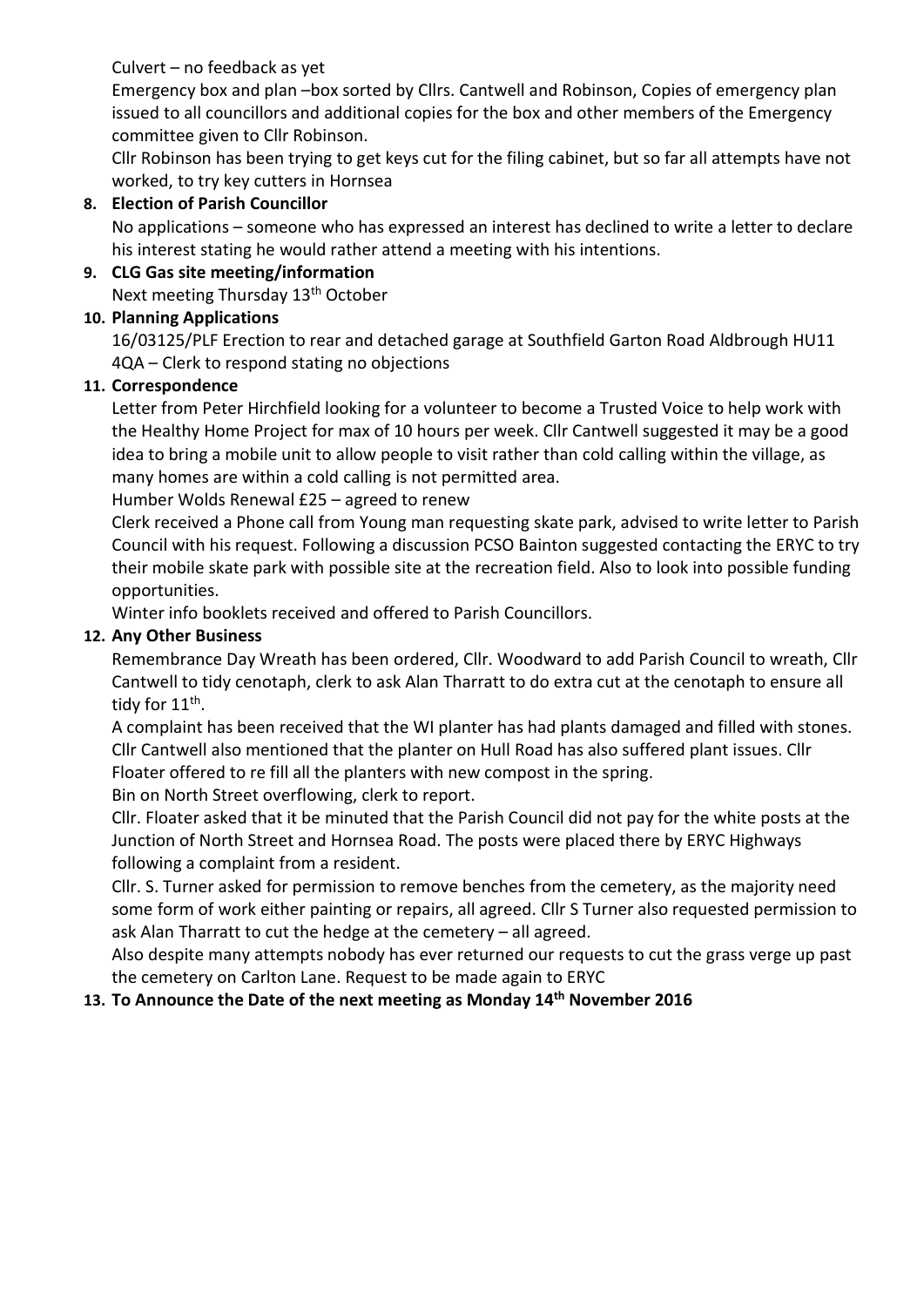Culvert – no feedback as yet

Emergency box and plan –box sorted by Cllrs. Cantwell and Robinson, Copies of emergency plan issued to all councillors and additional copies for the box and other members of the Emergency committee given to Cllr Robinson.

Cllr Robinson has been trying to get keys cut for the filing cabinet, but so far all attempts have not worked, to try key cutters in Hornsea

8. **Election of Parish Councillor**

   No applications – someone who has expressed an interest has declined to write a letter to declare his interest stating he would rather attend a meeting with his intentions.

9. **CLG Gas site meeting/information**

   Next meeting Thursday 13th October

10. **Planning Applications**

    16/03125/PLF Erection to rear and detached garage at Southfield Garton Road Aldbrough HU11 4QA – Clerk to respond stating no objections

11. **Correspondence**

    Letter from Peter Hirchfield looking for a volunteer to become a Trusted Voice to help work with the Healthy Home Project for max of 10 hours per week. Cllr Cantwell suggested it may be a good idea to bring a mobile unit to allow people to visit rather than cold calling within the village, as many homes are within a cold calling is not permitted area.

    Humber Wolds Renewal £25 – agreed to renew

    Clerk received a Phone call from Young man requesting skate park, advised to write letter to Parish Council with his request. Following a discussion PCSO Bainton suggested contacting the ERYC to try their mobile skate park with possible site at the recreation field. Also to look into possible funding opportunities.

    Winter info booklets received and offered to Parish Councillors.

12. **Any Other Business**

    Remembrance Day Wreath has been ordered, Cllr. Woodward to add Parish Council to wreath, Cllr Cantwell to tidy cenotaph, clerk to ask Alan Tharratt to do extra cut at the cenotaph to ensure all tidy for 11th.

    A complaint has been received that the WI planter has had plants damaged and filled with stones. Cllr Cantwell also mentioned that the planter on Hull Road has also suffered plant issues. Cllr Floater offered to re fill all the planters with new compost in the spring.

    Bin on North Street overflowing, clerk to report.

    Cllr. Floater asked that it be minuted that the Parish Council did not pay for the white posts at the Junction of North Street and Hornsea Road. The posts were placed there by ERYC Highways following a complaint from a resident.

    Cllr. S. Turner asked for permission to remove benches from the cemetery, as the majority need some form of work either painting or repairs, all agreed. Cllr S Turner also requested permission to ask Alan Tharratt to cut the hedge at the cemetery – all agreed.

    Also despite many attempts nobody has ever returned our requests to cut the grass verge up past the cemetery on Carlton Lane. Request to be made again to ERYC

13. **To Announce the Date of the next meeting as Monday 14th November 2016**